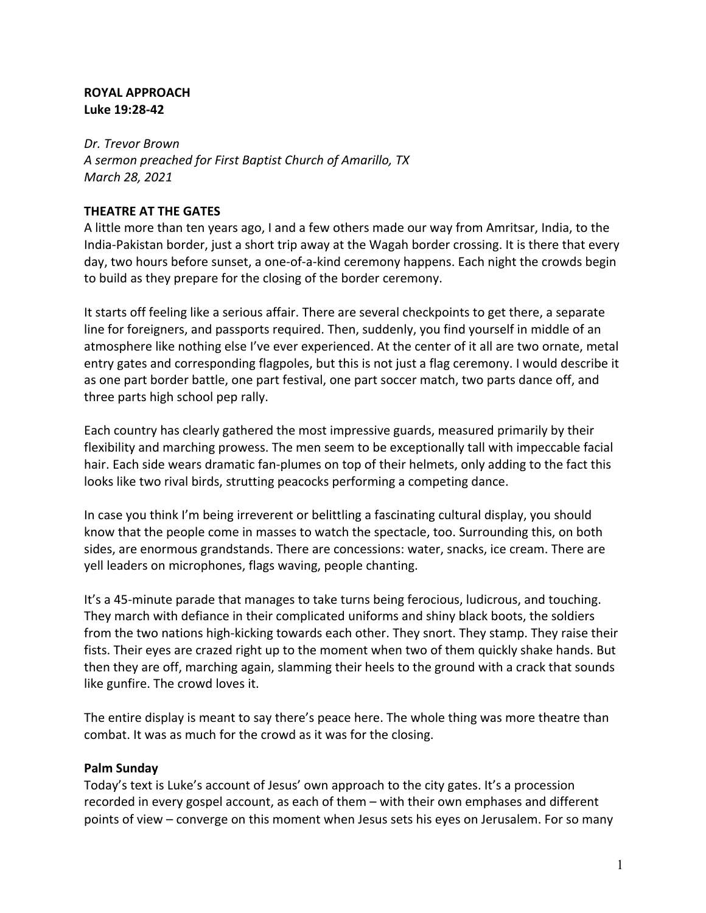**ROYAL APPROACH**
**Luke 19:28-42**

*Dr. Trevor Brown*
*A sermon preached for First Baptist Church of Amarillo, TX*
*March 28, 2021*

## THEATRE AT THE GATES

A little more than ten years ago, I and a few others made our way from Amritsar, India, to the India-Pakistan border, just a short trip away at the Wagah border crossing. It is there that every day, two hours before sunset, a one-of-a-kind ceremony happens. Each night the crowds begin to build as they prepare for the closing of the border ceremony.

It starts off feeling like a serious affair. There are several checkpoints to get there, a separate line for foreigners, and passports required. Then, suddenly, you find yourself in middle of an atmosphere like nothing else I've ever experienced. At the center of it all are two ornate, metal entry gates and corresponding flagpoles, but this is not just a flag ceremony. I would describe it as one part border battle, one part festival, one part soccer match, two parts dance off, and three parts high school pep rally.

Each country has clearly gathered the most impressive guards, measured primarily by their flexibility and marching prowess. The men seem to be exceptionally tall with impeccable facial hair. Each side wears dramatic fan-plumes on top of their helmets, only adding to the fact this looks like two rival birds, strutting peacocks performing a competing dance.

In case you think I'm being irreverent or belittling a fascinating cultural display, you should know that the people come in masses to watch the spectacle, too. Surrounding this, on both sides, are enormous grandstands. There are concessions: water, snacks, ice cream. There are yell leaders on microphones, flags waving, people chanting.

It's a 45-minute parade that manages to take turns being ferocious, ludicrous, and touching. They march with defiance in their complicated uniforms and shiny black boots, the soldiers from the two nations high-kicking towards each other. They snort. They stamp. They raise their fists. Their eyes are crazed right up to the moment when two of them quickly shake hands. But then they are off, marching again, slamming their heels to the ground with a crack that sounds like gunfire. The crowd loves it.

The entire display is meant to say there's peace here. The whole thing was more theatre than combat. It was as much for the crowd as it was for the closing.

### Palm Sunday

Today's text is Luke's account of Jesus' own approach to the city gates. It's a procession recorded in every gospel account, as each of them – with their own emphases and different points of view – converge on this moment when Jesus sets his eyes on Jerusalem. For so many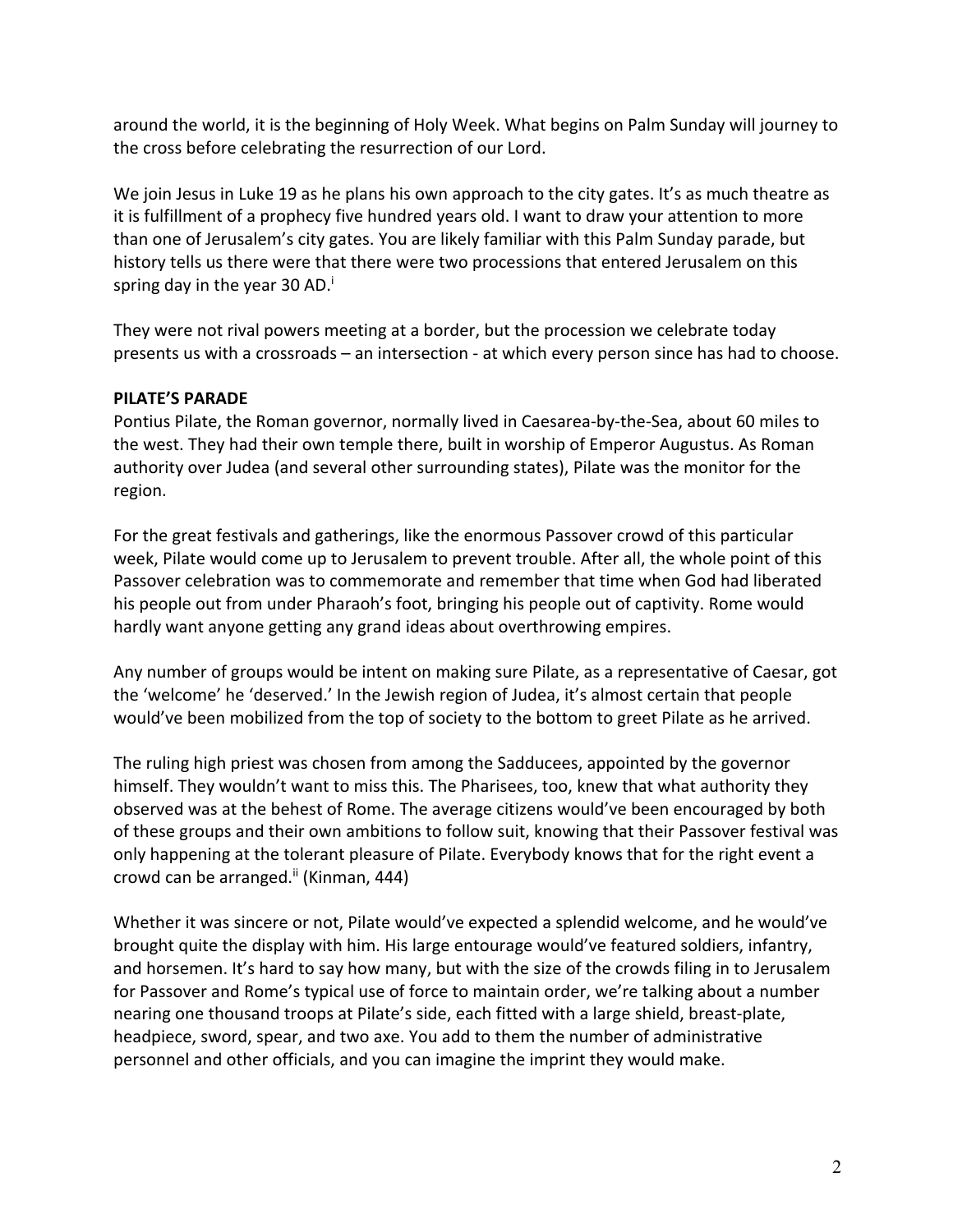around the world, it is the beginning of Holy Week. What begins on Palm Sunday will journey to the cross before celebrating the resurrection of our Lord.

We join Jesus in Luke 19 as he plans his own approach to the city gates. It's as much theatre as it is fulfillment of a prophecy five hundred years old. I want to draw your attention to more than one of Jerusalem's city gates. You are likely familiar with this Palm Sunday parade, but history tells us there were that there were two processions that entered Jerusalem on this spring day in the year 30 AD.[i]

They were not rival powers meeting at a border, but the procession we celebrate today presents us with a crossroads – an intersection - at which every person since has had to choose.

**PILATE'S PARADE**

Pontius Pilate, the Roman governor, normally lived in Caesarea-by-the-Sea, about 60 miles to the west. They had their own temple there, built in worship of Emperor Augustus. As Roman authority over Judea (and several other surrounding states), Pilate was the monitor for the region.

For the great festivals and gatherings, like the enormous Passover crowd of this particular week, Pilate would come up to Jerusalem to prevent trouble. After all, the whole point of this Passover celebration was to commemorate and remember that time when God had liberated his people out from under Pharaoh's foot, bringing his people out of captivity. Rome would hardly want anyone getting any grand ideas about overthrowing empires.

Any number of groups would be intent on making sure Pilate, as a representative of Caesar, got the 'welcome' he 'deserved.' In the Jewish region of Judea, it's almost certain that people would've been mobilized from the top of society to the bottom to greet Pilate as he arrived.

The ruling high priest was chosen from among the Sadducees, appointed by the governor himself. They wouldn't want to miss this. The Pharisees, too, knew that what authority they observed was at the behest of Rome. The average citizens would've been encouraged by both of these groups and their own ambitions to follow suit, knowing that their Passover festival was only happening at the tolerant pleasure of Pilate. Everybody knows that for the right event a crowd can be arranged.[ii] (Kinman, 444)

Whether it was sincere or not, Pilate would've expected a splendid welcome, and he would've brought quite the display with him. His large entourage would've featured soldiers, infantry, and horsemen. It's hard to say how many, but with the size of the crowds filing in to Jerusalem for Passover and Rome's typical use of force to maintain order, we're talking about a number nearing one thousand troops at Pilate's side, each fitted with a large shield, breast-plate, headpiece, sword, spear, and two axe. You add to them the number of administrative personnel and other officials, and you can imagine the imprint they would make.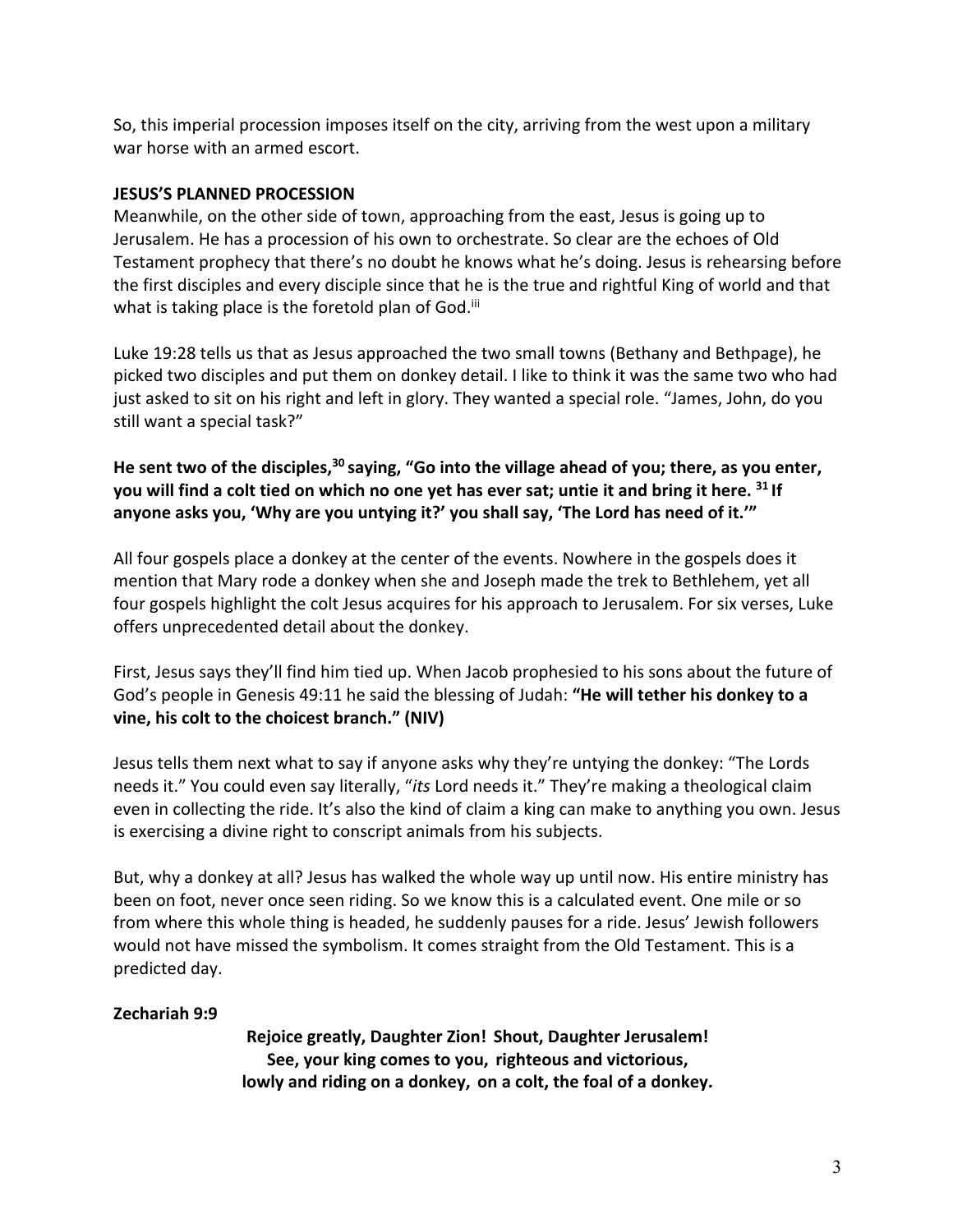So, this imperial procession imposes itself on the city, arriving from the west upon a military war horse with an armed escort.

**JESUS'S PLANNED PROCESSION**

Meanwhile, on the other side of town, approaching from the east, Jesus is going up to Jerusalem. He has a procession of his own to orchestrate. So clear are the echoes of Old Testament prophecy that there's no doubt he knows what he's doing. Jesus is rehearsing before the first disciples and every disciple since that he is the true and rightful King of world and that what is taking place is the foretold plan of God.[iii]

Luke 19:28 tells us that as Jesus approached the two small towns (Bethany and Bethpage), he picked two disciples and put them on donkey detail. I like to think it was the same two who had just asked to sit on his right and left in glory. They wanted a special role. "James, John, do you still want a special task?"

**He sent two of the disciples,[30] saying, "Go into the village ahead of you; there, as you enter, you will find a colt tied on which no one yet has ever sat; untie it and bring it here. [31] If anyone asks you, 'Why are you untying it?' you shall say, 'The Lord has need of it.'"**

All four gospels place a donkey at the center of the events. Nowhere in the gospels does it mention that Mary rode a donkey when she and Joseph made the trek to Bethlehem, yet all four gospels highlight the colt Jesus acquires for his approach to Jerusalem. For six verses, Luke offers unprecedented detail about the donkey.

First, Jesus says they'll find him tied up. When Jacob prophesied to his sons about the future of God's people in Genesis 49:11 he said the blessing of Judah: **"He will tether his donkey to a vine, his colt to the choicest branch." (NIV)**

Jesus tells them next what to say if anyone asks why they're untying the donkey: "The Lords needs it." You could even say literally, "*its* Lord needs it." They're making a theological claim even in collecting the ride. It's also the kind of claim a king can make to anything you own. Jesus is exercising a divine right to conscript animals from his subjects.

But, why a donkey at all? Jesus has walked the whole way up until now. His entire ministry has been on foot, never once seen riding. So we know this is a calculated event. One mile or so from where this whole thing is headed, he suddenly pauses for a ride. Jesus' Jewish followers would not have missed the symbolism. It comes straight from the Old Testament. This is a predicted day.

**Zechariah 9:9**

**Rejoice greatly, Daughter Zion! Shout, Daughter Jerusalem!**
**See, your king comes to you, righteous and victorious,**
**lowly and riding on a donkey, on a colt, the foal of a donkey.**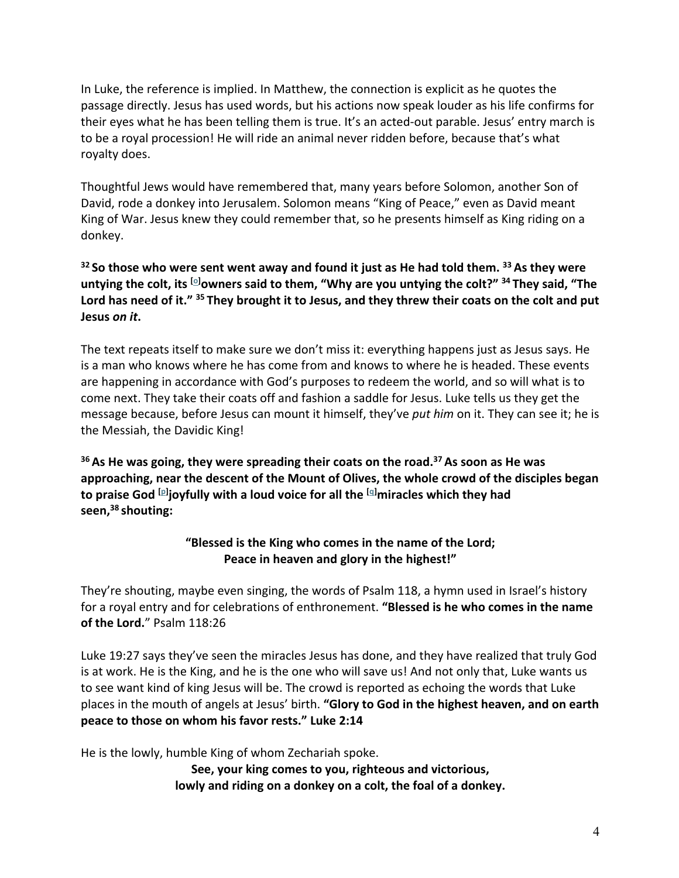In Luke, the reference is implied. In Matthew, the connection is explicit as he quotes the passage directly. Jesus has used words, but his actions now speak louder as his life confirms for their eyes what he has been telling them is true. It's an acted-out parable. Jesus' entry march is to be a royal procession! He will ride an animal never ridden before, because that's what royalty does.

Thoughtful Jews would have remembered that, many years before Solomon, another Son of David, rode a donkey into Jerusalem. Solomon means "King of Peace," even as David meant King of War. Jesus knew they could remember that, so he presents himself as King riding on a donkey.

**[32] So those who were sent went away and found it just as He had told them. [33] As they were untying the colt, its [o]owners said to them, "Why are you untying the colt?" [34] They said, "The Lord has need of it." [35] They brought it to Jesus, and they threw their coats on the colt and put Jesus *on it*.**

The text repeats itself to make sure we don't miss it: everything happens just as Jesus says. He is a man who knows where he has come from and knows to where he is headed. These events are happening in accordance with God's purposes to redeem the world, and so will what is to come next. They take their coats off and fashion a saddle for Jesus. Luke tells us they get the message because, before Jesus can mount it himself, they've *put him* on it. They can see it; he is the Messiah, the Davidic King!

**[36] As He was going, they were spreading their coats on the road.[37] As soon as He was approaching, near the descent of the Mount of Olives, the whole crowd of the disciples began to praise God [p]joyfully with a loud voice for all the [q]miracles which they had seen,[38] shouting:**

**"Blessed is the King who comes in the name of the Lord;**
**Peace in heaven and glory in the highest!"**

They're shouting, maybe even singing, the words of Psalm 118, a hymn used in Israel's history for a royal entry and for celebrations of enthronement. **"Blessed is he who comes in the name of the Lord.**" Psalm 118:26

Luke 19:27 says they've seen the miracles Jesus has done, and they have realized that truly God is at work. He is the King, and he is the one who will save us! And not only that, Luke wants us to see want kind of king Jesus will be. The crowd is reported as echoing the words that Luke places in the mouth of angels at Jesus' birth. **"Glory to God in the highest heaven, and on earth peace to those on whom his favor rests." Luke 2:14**

He is the lowly, humble King of whom Zechariah spoke.

**See, your king comes to you, righteous and victorious,**
**lowly and riding on a donkey on a colt, the foal of a donkey.**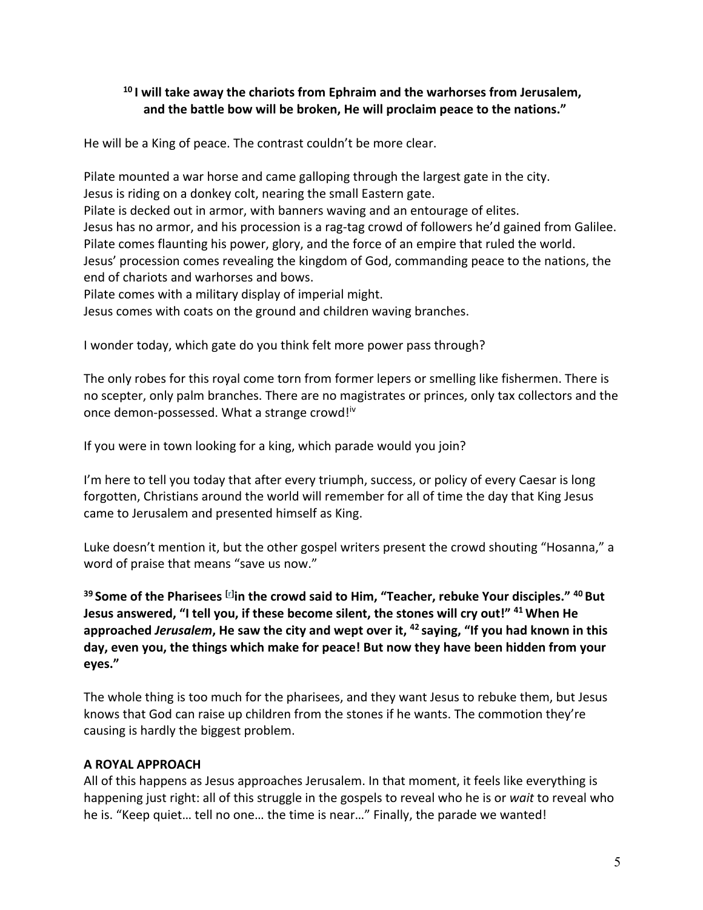**[10] I will take away the chariots from Ephraim and the warhorses from Jerusalem, and the battle bow will be broken, He will proclaim peace to the nations."**

He will be a King of peace. The contrast couldn't be more clear.

Pilate mounted a war horse and came galloping through the largest gate in the city.
Jesus is riding on a donkey colt, nearing the small Eastern gate.
Pilate is decked out in armor, with banners waving and an entourage of elites.
Jesus has no armor, and his procession is a rag-tag crowd of followers he'd gained from Galilee.
Pilate comes flaunting his power, glory, and the force of an empire that ruled the world.
Jesus' procession comes revealing the kingdom of God, commanding peace to the nations, the end of chariots and warhorses and bows.
Pilate comes with a military display of imperial might.
Jesus comes with coats on the ground and children waving branches.

I wonder today, which gate do you think felt more power pass through?

The only robes for this royal come torn from former lepers or smelling like fishermen. There is no scepter, only palm branches. There are no magistrates or princes, only tax collectors and the once demon-possessed. What a strange crowd![iv]

If you were in town looking for a king, which parade would you join?

I'm here to tell you today that after every triumph, success, or policy of every Caesar is long forgotten, Christians around the world will remember for all of time the day that King Jesus came to Jerusalem and presented himself as King.

Luke doesn't mention it, but the other gospel writers present the crowd shouting "Hosanna," a word of praise that means "save us now."

**[39] Some of the Pharisees [r]in the crowd said to Him, "Teacher, rebuke Your disciples." [40] But Jesus answered, "I tell you, if these become silent, the stones will cry out!" [41] When He approached *Jerusalem*, He saw the city and wept over it, [42] saying, "If you had known in this day, even you, the things which make for peace! But now they have been hidden from your eyes."**

The whole thing is too much for the pharisees, and they want Jesus to rebuke them, but Jesus knows that God can raise up children from the stones if he wants. The commotion they're causing is hardly the biggest problem.

**A ROYAL APPROACH**

All of this happens as Jesus approaches Jerusalem. In that moment, it feels like everything is happening just right: all of this struggle in the gospels to reveal who he is or *wait* to reveal who he is. "Keep quiet… tell no one… the time is near…" Finally, the parade we wanted!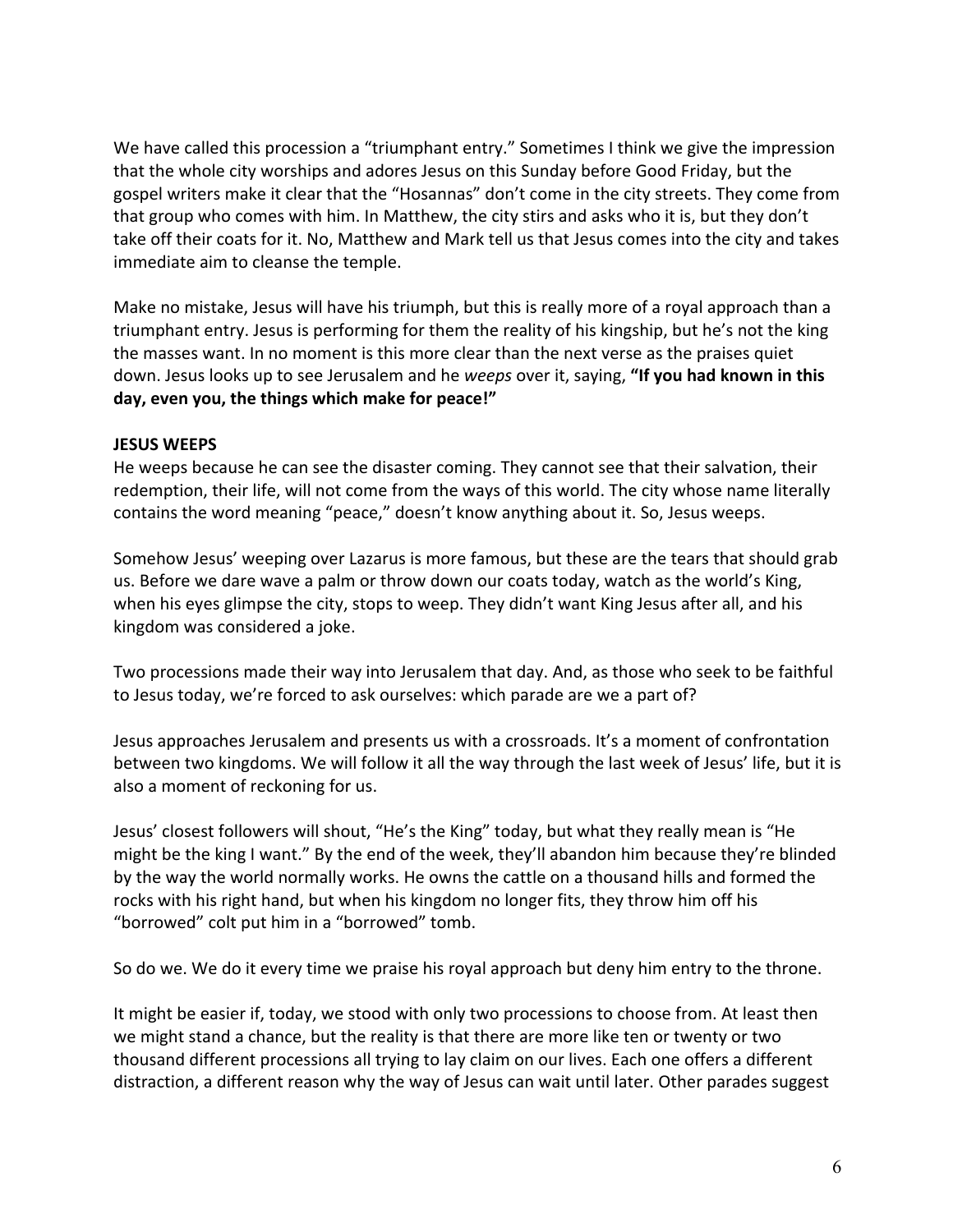We have called this procession a "triumphant entry." Sometimes I think we give the impression that the whole city worships and adores Jesus on this Sunday before Good Friday, but the gospel writers make it clear that the "Hosannas" don't come in the city streets. They come from that group who comes with him. In Matthew, the city stirs and asks who it is, but they don't take off their coats for it. No, Matthew and Mark tell us that Jesus comes into the city and takes immediate aim to cleanse the temple.

Make no mistake, Jesus will have his triumph, but this is really more of a royal approach than a triumphant entry. Jesus is performing for them the reality of his kingship, but he's not the king the masses want. In no moment is this more clear than the next verse as the praises quiet down. Jesus looks up to see Jerusalem and he *weeps* over it, saying, **"If you had known in this day, even you, the things which make for peace!"**

**JESUS WEEPS**

He weeps because he can see the disaster coming. They cannot see that their salvation, their redemption, their life, will not come from the ways of this world. The city whose name literally contains the word meaning "peace," doesn't know anything about it. So, Jesus weeps.

Somehow Jesus' weeping over Lazarus is more famous, but these are the tears that should grab us. Before we dare wave a palm or throw down our coats today, watch as the world's King, when his eyes glimpse the city, stops to weep. They didn't want King Jesus after all, and his kingdom was considered a joke.

Two processions made their way into Jerusalem that day. And, as those who seek to be faithful to Jesus today, we're forced to ask ourselves: which parade are we a part of?

Jesus approaches Jerusalem and presents us with a crossroads. It's a moment of confrontation between two kingdoms. We will follow it all the way through the last week of Jesus' life, but it is also a moment of reckoning for us.

Jesus' closest followers will shout, "He's the King" today, but what they really mean is "He might be the king I want." By the end of the week, they'll abandon him because they're blinded by the way the world normally works. He owns the cattle on a thousand hills and formed the rocks with his right hand, but when his kingdom no longer fits, they throw him off his "borrowed" colt put him in a "borrowed" tomb.

So do we. We do it every time we praise his royal approach but deny him entry to the throne.

It might be easier if, today, we stood with only two processions to choose from. At least then we might stand a chance, but the reality is that there are more like ten or twenty or two thousand different processions all trying to lay claim on our lives. Each one offers a different distraction, a different reason why the way of Jesus can wait until later. Other parades suggest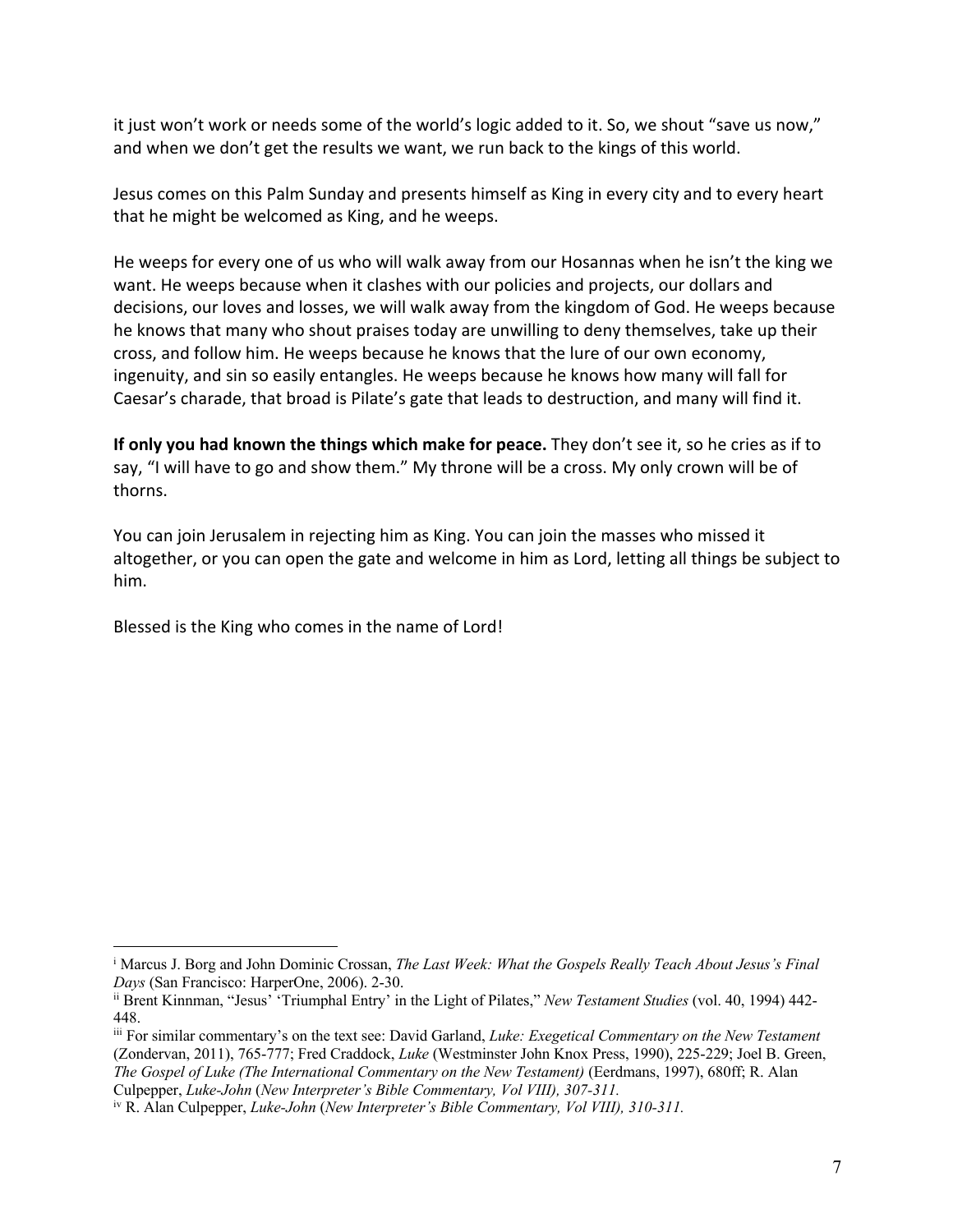it just won't work or needs some of the world's logic added to it. So, we shout "save us now," and when we don't get the results we want, we run back to the kings of this world.

Jesus comes on this Palm Sunday and presents himself as King in every city and to every heart that he might be welcomed as King, and he weeps.

He weeps for every one of us who will walk away from our Hosannas when he isn't the king we want. He weeps because when it clashes with our policies and projects, our dollars and decisions, our loves and losses, we will walk away from the kingdom of God. He weeps because he knows that many who shout praises today are unwilling to deny themselves, take up their cross, and follow him. He weeps because he knows that the lure of our own economy, ingenuity, and sin so easily entangles. He weeps because he knows how many will fall for Caesar's charade, that broad is Pilate's gate that leads to destruction, and many will find it.

**If only you had known the things which make for peace.** They don't see it, so he cries as if to say, "I will have to go and show them." My throne will be a cross. My only crown will be of thorns.

You can join Jerusalem in rejecting him as King. You can join the masses who missed it altogether, or you can open the gate and welcome in him as Lord, letting all things be subject to him.

Blessed is the King who comes in the name of Lord!

---

[i] Marcus J. Borg and John Dominic Crossan, *The Last Week: What the Gospels Really Teach About Jesus's Final Days* (San Francisco: HarperOne, 2006). 2-30.

[ii] Brent Kinnman, "Jesus' 'Triumphal Entry' in the Light of Pilates," *New Testament Studies* (vol. 40, 1994) 442-448.

[iii] For similar commentary's on the text see: David Garland, *Luke: Exegetical Commentary on the New Testament* (Zondervan, 2011), 765-777; Fred Craddock, *Luke* (Westminster John Knox Press, 1990), 225-229; Joel B. Green, *The Gospel of Luke (The International Commentary on the New Testament)* (Eerdmans, 1997), 680ff; R. Alan Culpepper, *Luke-John* (*New Interpreter's Bible Commentary, Vol VIII), 307-311.*

[iv] R. Alan Culpepper, *Luke-John* (*New Interpreter's Bible Commentary, Vol VIII), 310-311.*